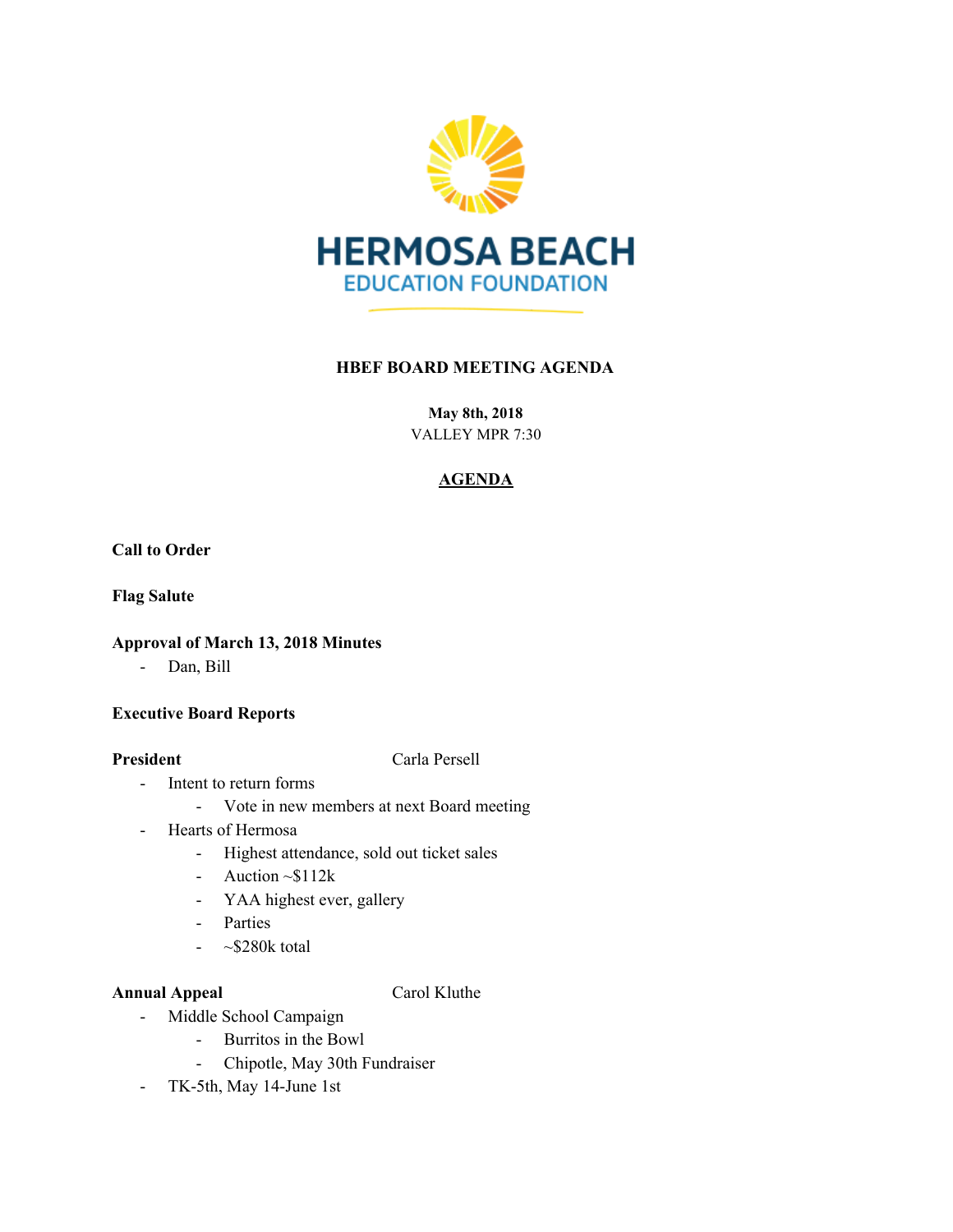HERMOSA BEACH
EDUCATION FOUNDATION

# HBEF BOARD MEETING AGENDA

**May 8th, 2018**
VALLEY MPR 7:30

## AGENDA

**Call to Order**

**Flag Salute**

**Approval of March 13, 2018 Minutes**
- Dan, Bill

**Executive Board Reports**

**President** Carla Persell
- Intent to return forms
  - Vote in new members at next Board meeting
- Hearts of Hermosa
  - Highest attendance, sold out ticket sales
  - Auction ~$112k
  - YAA highest ever, gallery
  - Parties
  - ~$280k total

**Annual Appeal** Carol Kluthe
- Middle School Campaign
  - Burritos in the Bowl
  - Chipotle, May 30th Fundraiser
- TK-5th, May 14-June 1st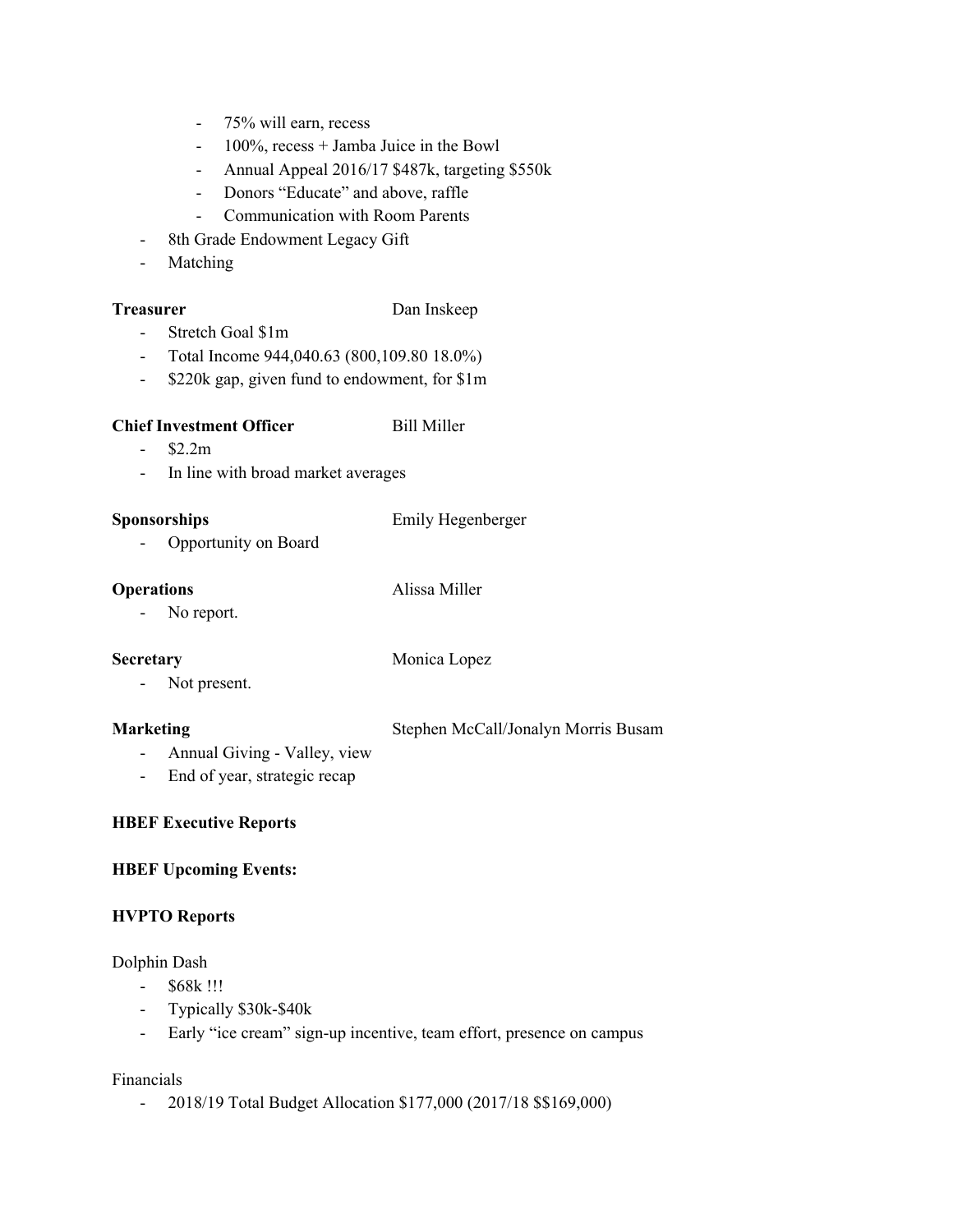- 75% will earn, recess
    - 100%, recess + Jamba Juice in the Bowl
    - Annual Appeal 2016/17 $487k, targeting $550k
    - Donors "Educate" and above, raffle
    - Communication with Room Parents
- 8th Grade Endowment Legacy Gift
- Matching

**Treasurer** Dan Inskeep

- Stretch Goal $1m
- Total Income 944,040.63 (800,109.80 18.0%)
- $220k gap, given fund to endowment, for $1m

**Chief Investment Officer** Bill Miller

- $2.2m
- In line with broad market averages

**Sponsorships** Emily Hegenberger

- Opportunity on Board

**Operations** Alissa Miller

- No report.

**Secretary** Monica Lopez

- Not present.

**Marketing** Stephen McCall/Jonalyn Morris Busam

- Annual Giving - Valley, view
- End of year, strategic recap

**HBEF Executive Reports**

**HBEF Upcoming Events:**

**HVPTO Reports**

Dolphin Dash

- $68k !!!
- Typically $30k-$40k
- Early "ice cream" sign-up incentive, team effort, presence on campus

Financials

- 2018/19 Total Budget Allocation $177,000 (2017/18 $$169,000)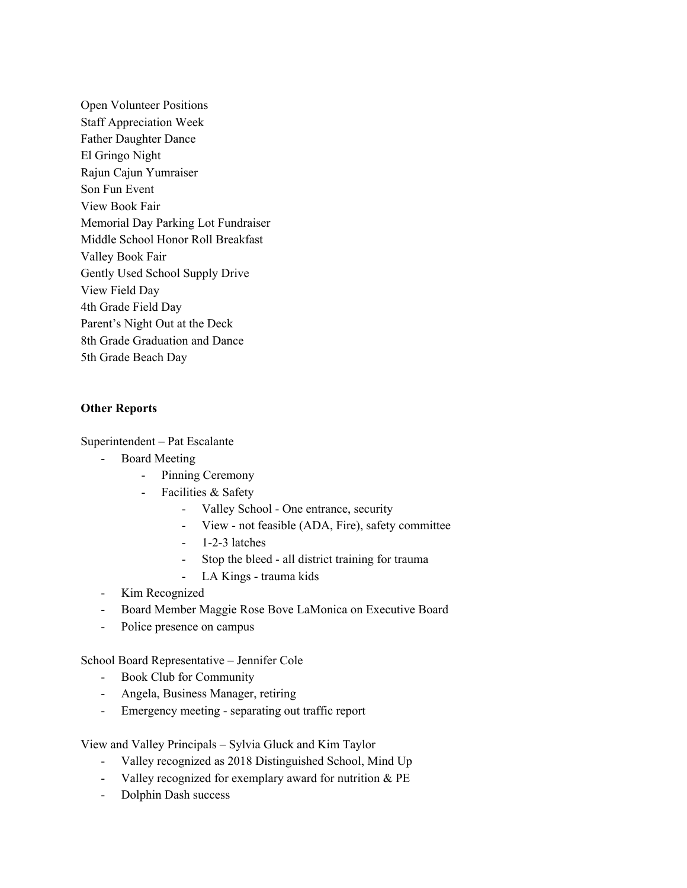Open Volunteer Positions
Staff Appreciation Week
Father Daughter Dance
El Gringo Night
Rajun Cajun Yumraiser
Son Fun Event
View Book Fair
Memorial Day Parking Lot Fundraiser
Middle School Honor Roll Breakfast
Valley Book Fair
Gently Used School Supply Drive
View Field Day
4th Grade Field Day
Parent's Night Out at the Deck
8th Grade Graduation and Dance
5th Grade Beach Day

**Other Reports**

Superintendent – Pat Escalante

- Board Meeting
    - Pinning Ceremony
    - Facilities & Safety
        - Valley School - One entrance, security
        - View - not feasible (ADA, Fire), safety committee
        - 1-2-3 latches
        - Stop the bleed - all district training for trauma
        - LA Kings - trauma kids
- Kim Recognized
- Board Member Maggie Rose Bove LaMonica on Executive Board
- Police presence on campus

School Board Representative – Jennifer Cole

- Book Club for Community
- Angela, Business Manager, retiring
- Emergency meeting - separating out traffic report

View and Valley Principals – Sylvia Gluck and Kim Taylor

- Valley recognized as 2018 Distinguished School, Mind Up
- Valley recognized for exemplary award for nutrition & PE
- Dolphin Dash success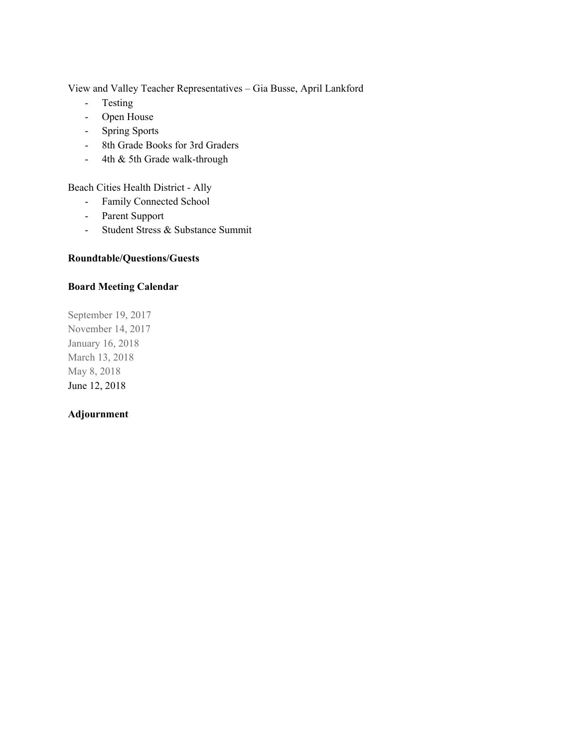View and Valley Teacher Representatives – Gia Busse, April Lankford

- Testing
- Open House
- Spring Sports
- 8th Grade Books for 3rd Graders
- 4th & 5th Grade walk-through

Beach Cities Health District - Ally

- Family Connected School
- Parent Support
- Student Stress & Substance Summit

**Roundtable/Questions/Guests**

**Board Meeting Calendar**

September 19, 2017
November 14, 2017
January 16, 2018
March 13, 2018
May 8, 2018
June 12, 2018

**Adjournment**